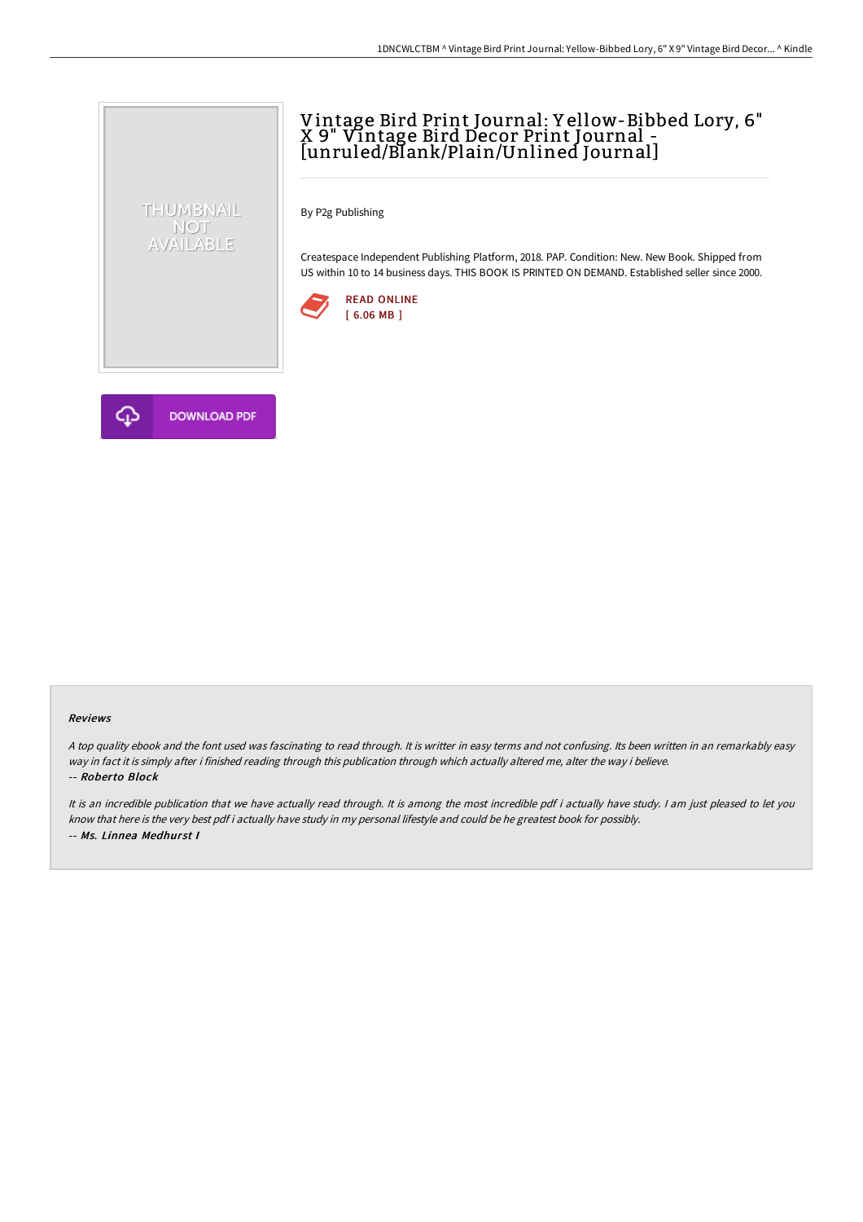# Vintage Bird Print Journal: Yellow-Bibbed Lory, 6" X 9" Vintage Bird Decor Print Journal - [unruled/Blank/Plain/Unlined Journal]

THUMBNAIL NOT AVAILABLE

By P2g Publishing

Createspace Independent Publishing Platform, 2018. PAP. Condition: New. New Book. Shipped from US within 10 to 14 business days. THIS BOOK IS PRINTED ON DEMAND. Established seller since 2000.

READ ONLINE
[ 6.06 MB ]

DOWNLOAD PDF

## Reviews

*A top quality ebook and the font used was fascinating to read through. It is writter in easy terms and not confusing. Its been written in an remarkably easy way in fact it is simply after i finished reading through this publication through which actually altered me, alter the way i believe.*

-- ***Roberto Block***

*It is an incredible publication that we have actually read through. It is among the most incredible pdf i actually have study. I am just pleased to let you know that here is the very best pdf i actually have study in my personal lifestyle and could be he greatest book for possibly.*

-- ***Ms. Linnea Medhurst I***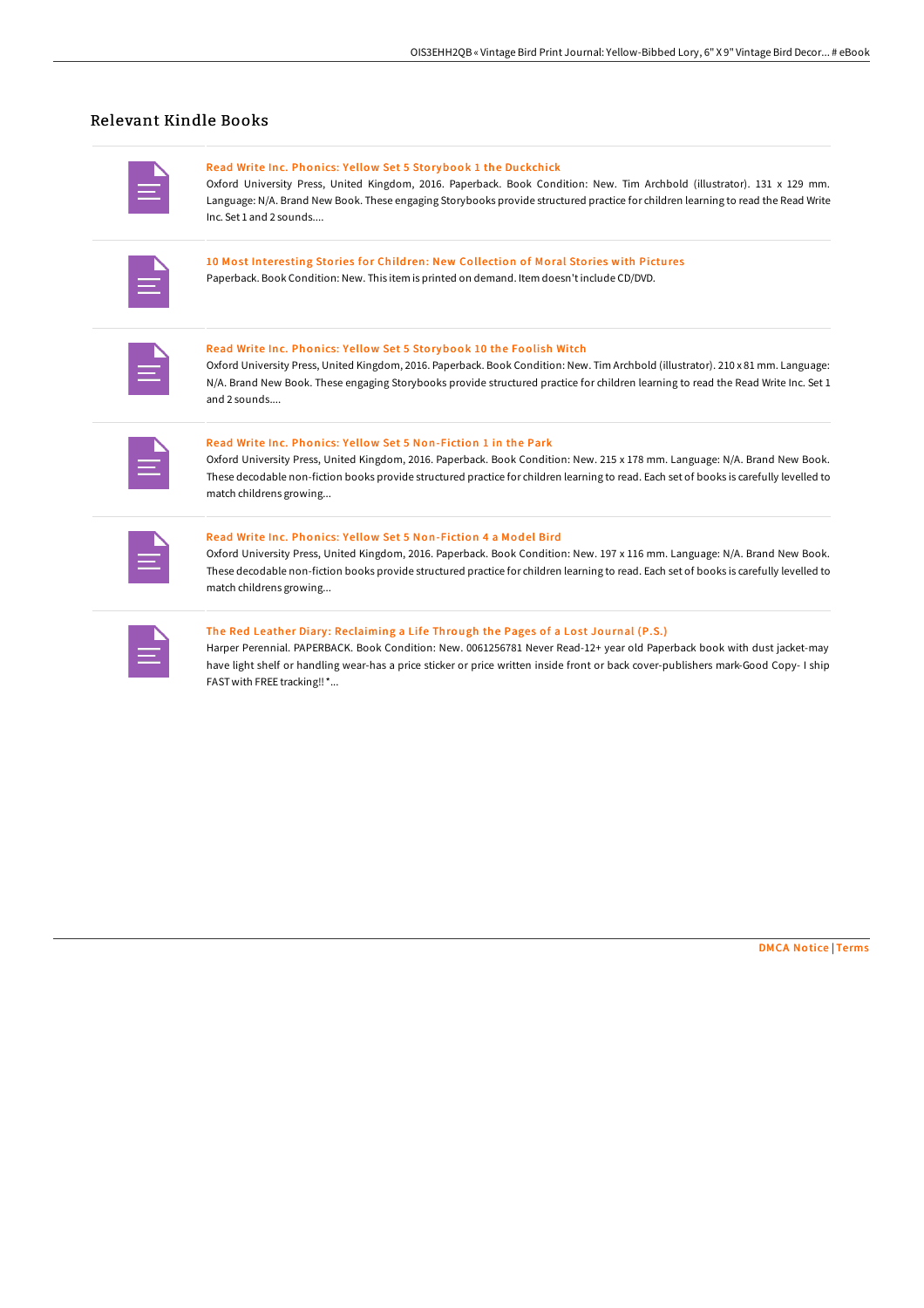## Relevant Kindle Books

### Read Write Inc. Phonics: Yellow Set 5 Storybook 1 the Duckchick

Oxford University Press, United Kingdom, 2016. Paperback. Book Condition: New. Tim Archbold (illustrator). 131 x 129 mm. Language: N/A. Brand New Book. These engaging Storybooks provide structured practice for children learning to read the Read Write Inc. Set 1 and 2 sounds....

### 10 Most Interesting Stories for Children: New Collection of Moral Stories with Pictures

Paperback. Book Condition: New. This item is printed on demand. Item doesn't include CD/DVD.

### Read Write Inc. Phonics: Yellow Set 5 Storybook 10 the Foolish Witch

Oxford University Press, United Kingdom, 2016. Paperback. Book Condition: New. Tim Archbold (illustrator). 210 x 81 mm. Language: N/A. Brand New Book. These engaging Storybooks provide structured practice for children learning to read the Read Write Inc. Set 1 and 2 sounds....

### Read Write Inc. Phonics: Yellow Set 5 Non-Fiction 1 in the Park

Oxford University Press, United Kingdom, 2016. Paperback. Book Condition: New. 215 x 178 mm. Language: N/A. Brand New Book. These decodable non-fiction books provide structured practice for children learning to read. Each set of books is carefully levelled to match childrens growing...

### Read Write Inc. Phonics: Yellow Set 5 Non-Fiction 4 a Model Bird

Oxford University Press, United Kingdom, 2016. Paperback. Book Condition: New. 197 x 116 mm. Language: N/A. Brand New Book. These decodable non-fiction books provide structured practice for children learning to read. Each set of books is carefully levelled to match childrens growing...

### The Red Leather Diary: Reclaiming a Life Through the Pages of a Lost Journal (P.S.)

Harper Perennial. PAPERBACK. Book Condition: New. 0061256781 Never Read-12+ year old Paperback book with dust jacket-may have light shelf or handling wear-has a price sticker or price written inside front or back cover-publishers mark-Good Copy- I ship FAST with FREE tracking!! *...